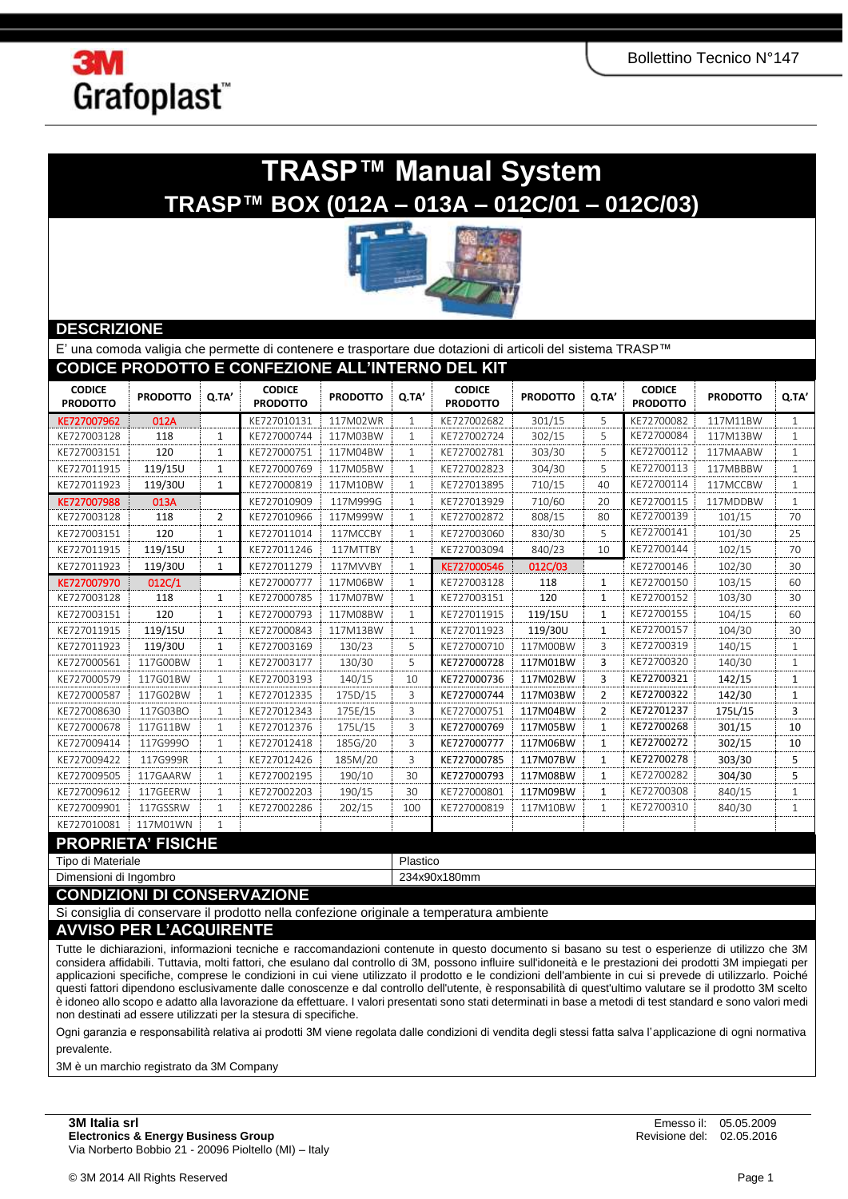3M Grafoplast™

Bollettino Tecnico N°147

# TRASP™ Manual System

## TRASP™ BOX (012A – 013A – 012C/01 – 012C/03)

## DESCRIZIONE

E' una comoda valigia che permette di contenere e trasportare due dotazioni di articoli del sistema TRASP™

## CODICE PRODOTTO E CONFEZIONE ALL'INTERNO DEL KIT

| CODICE PRODOTTO | PRODOTTO | Q.TA' | CODICE PRODOTTO | PRODOTTO | Q.TA' | CODICE PRODOTTO | PRODOTTO | Q.TA' | CODICE PRODOTTO | PRODOTTO | Q.TA' |
|---|---|---|---|---|---|---|---|---|---|---|---|
| KE727007962 | 012A | | KE727010131 | 117M02WR | 1 | KE727002682 | 301/15 | 5 | KE72700082 | 117M11BW | 1 |
| KE727003128 | 118 | 1 | KE727000744 | 117M03BW | 1 | KE727002724 | 302/15 | 5 | KE72700084 | 117M13BW | 1 |
| KE727003151 | 120 | 1 | KE727000751 | 117M04BW | 1 | KE727002781 | 303/30 | 5 | KE72700112 | 117MAABW | 1 |
| KE727011915 | 119/15U | 1 | KE727000769 | 117M05BW | 1 | KE727002823 | 304/30 | 5 | KE72700113 | 117MBBBW | 1 |
| KE727011923 | 119/30U | 1 | KE727000819 | 117M10BW | 1 | KE727013895 | 710/15 | 40 | KE72700114 | 117MCCBW | 1 |
| KE727007988 | 013A | | KE727010909 | 117M999G | 1 | KE727013929 | 710/60 | 20 | KE72700115 | 117MDDBW | 1 |
| KE727003128 | 118 | 2 | KE727010966 | 117M999W | 1 | KE727002872 | 808/15 | 80 | KE72700139 | 101/15 | 70 |
| KE727003151 | 120 | 1 | KE727011014 | 117MCCBY | 1 | KE727003060 | 830/30 | 5 | KE72700141 | 101/30 | 25 |
| KE727011915 | 119/15U | 1 | KE727011246 | 117MTTBY | 1 | KE727003094 | 840/23 | 10 | KE72700144 | 102/15 | 70 |
| KE727011923 | 119/30U | 1 | KE727011279 | 117MVVBY | 1 | KE727000546 | 012C/03 | | KE72700146 | 102/30 | 30 |
| KE727007970 | 012C/1 | | KE727000777 | 117M06BW | 1 | KE727003128 | 118 | 1 | KE72700150 | 103/15 | 60 |
| KE727003128 | 118 | 1 | KE727000785 | 117M07BW | 1 | KE727003151 | 120 | 1 | KE72700152 | 103/30 | 30 |
| KE727003151 | 120 | 1 | KE727000793 | 117M08BW | 1 | KE727011915 | 119/15U | 1 | KE72700155 | 104/15 | 60 |
| KE727011915 | 119/15U | 1 | KE727000843 | 117M13BW | 1 | KE727011923 | 119/30U | 1 | KE72700157 | 104/30 | 30 |
| KE727011923 | 119/30U | 1 | KE727003169 | 130/23 | 5 | KE727000710 | 117M00BW | 3 | KE72700319 | 140/15 | 1 |
| KE727000561 | 117G00BW | 1 | KE727003177 | 130/30 | 5 | KE727000728 | 117M01BW | 3 | KE72700320 | 140/30 | 1 |
| KE727000579 | 117G01BW | 1 | KE727003193 | 140/15 | 10 | KE727000736 | 117M02BW | 3 | KE72700321 | 142/15 | 1 |
| KE727000587 | 117G02BW | 1 | KE727012335 | 175D/15 | 3 | KE727000744 | 117M03BW | 2 | KE72700322 | 142/30 | 1 |
| KE727008630 | 117G03BO | 1 | KE727012343 | 175E/15 | 3 | KE727000751 | 117M04BW | 2 | KE72701237 | 175L/15 | 3 |
| KE727000678 | 117G11BW | 1 | KE727012376 | 175L/15 | 3 | KE727000769 | 117M05BW | 1 | KE72700268 | 301/15 | 10 |
| KE727009414 | 117G999O | 1 | KE727012418 | 185G/20 | 3 | KE727000777 | 117M06BW | 1 | KE72700272 | 302/15 | 10 |
| KE727009422 | 117G999R | 1 | KE727012426 | 185M/20 | 3 | KE727000785 | 117M07BW | 1 | KE72700278 | 303/30 | 5 |
| KE727009505 | 117GAARW | 1 | KE727002195 | 190/10 | 30 | KE727000793 | 117M08BW | 1 | KE72700282 | 304/30 | 5 |
| KE727009612 | 117GEERW | 1 | KE727002203 | 190/15 | 30 | KE727000801 | 117M09BW | 1 | KE72700308 | 840/15 | 1 |
| KE727009901 | 117GSSRW | 1 | KE727002286 | 202/15 | 100 | KE727000819 | 117M10BW | 1 | KE72700310 | 840/30 | 1 |
| KE727010081 | 117M01WN | 1 | | | | | | | | | |

## PROPRIETA' FISICHE

| | |
|---|---|
| Tipo di Materiale | Plastico |
| Dimensioni di Ingombro | 234x90x180mm |

## CONDIZIONI DI CONSERVAZIONE

Si consiglia di conservare il prodotto nella confezione originale a temperatura ambiente

## AVVISO PER L'ACQUIRENTE

Tutte le dichiarazioni, informazioni tecniche e raccomandazioni contenute in questo documento si basano su test o esperienze di utilizzo che 3M considera affidabili. Tuttavia, molti fattori, che esulano dal controllo di 3M, possono influire sull'idoneità e le prestazioni dei prodotti 3M impiegati per applicazioni specifiche, comprese le condizioni in cui viene utilizzato il prodotto e le condizioni dell'ambiente in cui si prevede di utilizzarlo. Poiché questi fattori dipendono esclusivamente dalle conoscenze e dal controllo dell'utente, è responsabilità di quest'ultimo valutare se il prodotto 3M scelto è idoneo allo scopo e adatto alla lavorazione da effettuare. I valori presentati sono stati determinati in base a metodi di test standard e sono valori medi non destinati ad essere utilizzati per la stesura di specifiche.

Ogni garanzia e responsabilità relativa ai prodotti 3M viene regolata dalle condizioni di vendita degli stessi fatta salva l'applicazione di ogni normativa prevalente.

3M è un marchio registrato da 3M Company

**3M Italia srl**
**Electronics & Energy Business Group**
Via Norberto Bobbio 21 - 20096 Pioltello (MI) – Italy

Emesso il: 05.05.2009
Revisione del: 02.05.2016

© 3M 2014 All Rights Reserved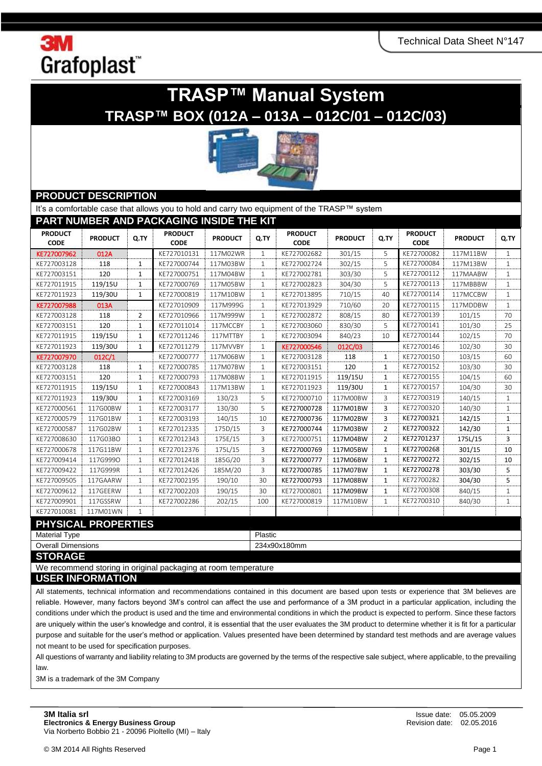# TRASP™ Manual System

## TRASP™ BOX (012A – 013A – 012C/01 – 012C/03)

## PRODUCT DESCRIPTION

It's a comfortable case that allows you to hold and carry two equipment of the TRASP™ system

## PART NUMBER AND PACKAGING INSIDE THE KIT

| PRODUCT CODE | PRODUCT | Q.TY | PRODUCT CODE | PRODUCT | Q.TY | PRODUCT CODE | PRODUCT | Q.TY | PRODUCT CODE | PRODUCT | Q.TY |
|---|---|---|---|---|---|---|---|---|---|---|---|
| KE727007962 | 012A | | KE727010131 | 117M02WR | 1 | KE727002682 | 301/15 | 5 | KE72700082 | 117M11BW | 1 |
| KE727003128 | 118 | 1 | KE727000744 | 117M03BW | 1 | KE727002724 | 302/15 | 5 | KE72700084 | 117M13BW | 1 |
| KE727003151 | 120 | 1 | KE727000751 | 117M04BW | 1 | KE727002781 | 303/30 | 5 | KE72700112 | 117MAABW | 1 |
| KE727011915 | 119/15U | 1 | KE727000769 | 117M05BW | 1 | KE727002823 | 304/30 | 5 | KE72700113 | 117MBBBW | 1 |
| KE727011923 | 119/30U | 1 | KE727000819 | 117M10BW | 1 | KE727013895 | 710/15 | 40 | KE72700114 | 117MCCBW | 1 |
| KE727007988 | 013A | | KE727010909 | 117M999G | 1 | KE727013929 | 710/60 | 20 | KE72700115 | 117MDDBW | 1 |
| KE727003128 | 118 | 2 | KE727010966 | 117M999W | 1 | KE727002872 | 808/15 | 80 | KE72700139 | 101/15 | 70 |
| KE727003151 | 120 | 1 | KE727011014 | 117MCCBY | 1 | KE727003060 | 830/30 | 5 | KE72700141 | 101/30 | 25 |
| KE727011915 | 119/15U | 1 | KE727011246 | 117MTTBY | 1 | KE727003094 | 840/23 | 10 | KE72700144 | 102/15 | 70 |
| KE727011923 | 119/30U | 1 | KE727011279 | 117MVVBY | 1 | KE727000546 | 012C/03 | | KE72700146 | 102/30 | 30 |
| KE727007970 | 012C/1 | | KE727000777 | 117M06BW | 1 | KE727003128 | 118 | 1 | KE72700150 | 103/15 | 60 |
| KE727003128 | 118 | 1 | KE727000785 | 117M07BW | 1 | KE727003151 | 120 | 1 | KE72700152 | 103/30 | 30 |
| KE727003151 | 120 | 1 | KE727000793 | 117M08BW | 1 | KE727011915 | 119/15U | 1 | KE72700155 | 104/15 | 60 |
| KE727011915 | 119/15U | 1 | KE727000843 | 117M13BW | 1 | KE727011923 | 119/30U | 1 | KE72700157 | 104/30 | 30 |
| KE727011923 | 119/30U | 1 | KE727003169 | 130/23 | 5 | KE727000710 | 117M00BW | 3 | KE72700319 | 140/15 | 1 |
| KE727000561 | 117G00BW | 1 | KE727003177 | 130/30 | 5 | KE727000728 | 117M01BW | 3 | KE72700320 | 140/30 | 1 |
| KE727000579 | 117G01BW | 1 | KE727003193 | 140/15 | 10 | KE727000736 | 117M02BW | 3 | KE72700321 | 142/15 | 1 |
| KE727000587 | 117G02BW | 1 | KE727012335 | 175D/15 | 3 | KE727000744 | 117M03BW | 2 | KE72700322 | 142/30 | 1 |
| KE727008630 | 117G03BO | 1 | KE727012343 | 175E/15 | 3 | KE727000751 | 117M04BW | 2 | KE72701237 | 175L/15 | 3 |
| KE727000678 | 117G11BW | 1 | KE727012376 | 175L/15 | 3 | KE727000769 | 117M05BW | 1 | KE72700268 | 301/15 | 10 |
| KE727009414 | 117G999O | 1 | KE727012418 | 185G/20 | 3 | KE727000777 | 117M06BW | 1 | KE72700272 | 302/15 | 10 |
| KE727009422 | 117G999R | 1 | KE727012426 | 185M/20 | 3 | KE727000785 | 117M07BW | 1 | KE72700278 | 303/30 | 5 |
| KE727009505 | 117GAARW | 1 | KE727002195 | 190/10 | 30 | KE727000793 | 117M08BW | 1 | KE72700282 | 304/30 | 5 |
| KE727009612 | 117GEERW | 1 | KE727002203 | 190/15 | 30 | KE727000801 | 117M09BW | 1 | KE72700308 | 840/15 | 1 |
| KE727009901 | 117GSSRW | 1 | KE727002286 | 202/15 | 100 | KE727000819 | 117M10BW | 1 | KE72700310 | 840/30 | 1 |
| KE727010081 | 117M01WN | 1 | | | | | | | | | |

## PHYSICAL PROPERTIES

| | |
|---|---|
| Material Type | Plastic |
| Overall Dimensions | 234x90x180mm |

## STORAGE

We recommend storing in original packaging at room temperature

## USER INFORMATION

All statements, technical information and recommendations contained in this document are based upon tests or experience that 3M believes are reliable. However, many factors beyond 3M's control can affect the use and performance of a 3M product in a particular application, including the conditions under which the product is used and the time and environmental conditions in which the product is expected to perform. Since these factors are uniquely within the user's knowledge and control, it is essential that the user evaluates the 3M product to determine whether it is fit for a particular purpose and suitable for the user's method or application. Values presented have been determined by standard test methods and are average values not meant to be used for specification purposes.

All questions of warranty and liability relating to 3M products are governed by the terms of the respective sale subject, where applicable, to the prevailing law.

3M is a trademark of the 3M Company

**3M Italia srl**
**Electronics & Energy Business Group**
Via Norberto Bobbio 21 - 20096 Pioltello (MI) – Italy

Issue date: 05.05.2009
Revision date: 02.05.2016

© 3M 2014 All Rights Reserved